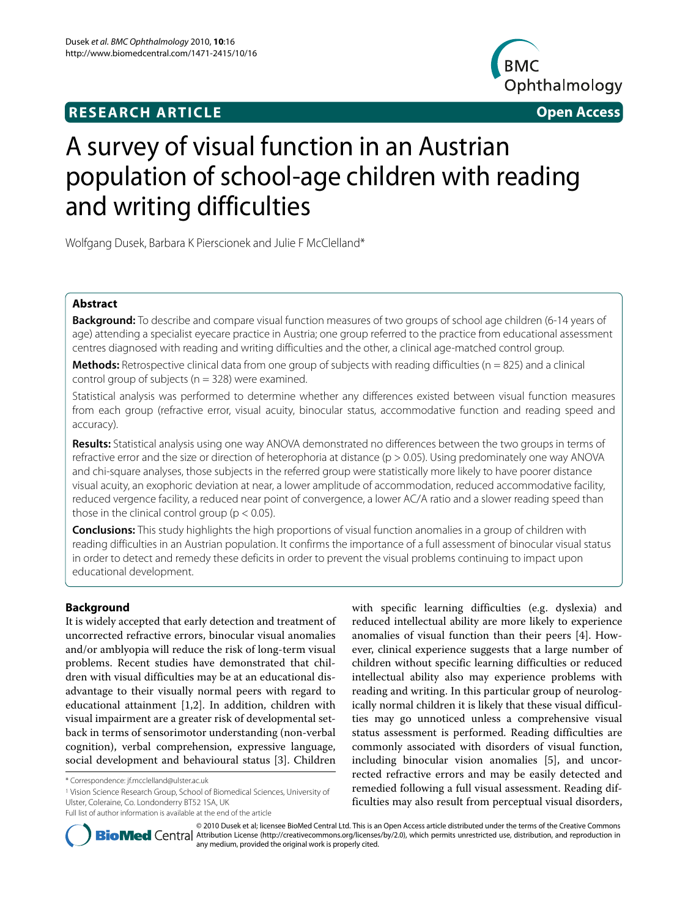**RESEARCH ARTICLE** **Open Access**

# A survey of visual function in an Austrian population of school-age children with reading and writing difficulties

Wolfgang Dusek, Barbara K Pierscionek and Julie F McClelland*

## Abstract

**Background:** To describe and compare visual function measures of two groups of school age children (6-14 years of age) attending a specialist eyecare practice in Austria; one group referred to the practice from educational assessment centres diagnosed with reading and writing difficulties and the other, a clinical age-matched control group.

**Methods:** Retrospective clinical data from one group of subjects with reading difficulties (n = 825) and a clinical control group of subjects (n = 328) were examined.

Statistical analysis was performed to determine whether any differences existed between visual function measures from each group (refractive error, visual acuity, binocular status, accommodative function and reading speed and accuracy).

**Results:** Statistical analysis using one way ANOVA demonstrated no differences between the two groups in terms of refractive error and the size or direction of heterophoria at distance ($p > 0.05$). Using predominately one way ANOVA and chi-square analyses, those subjects in the referred group were statistically more likely to have poorer distance visual acuity, an exophoric deviation at near, a lower amplitude of accommodation, reduced accommodative facility, reduced vergence facility, a reduced near point of convergence, a lower AC/A ratio and a slower reading speed than those in the clinical control group ($p < 0.05$).

**Conclusions:** This study highlights the high proportions of visual function anomalies in a group of children with reading difficulties in an Austrian population. It confirms the importance of a full assessment of binocular visual status in order to detect and remedy these deficits in order to prevent the visual problems continuing to impact upon educational development.

## Background

It is widely accepted that early detection and treatment of uncorrected refractive errors, binocular visual anomalies and/or amblyopia will reduce the risk of long-term visual problems. Recent studies have demonstrated that children with visual difficulties may be at an educational disadvantage to their visually normal peers with regard to educational attainment [1,2]. In addition, children with visual impairment are a greater risk of developmental setback in terms of sensorimotor understanding (non-verbal cognition), verbal comprehension, expressive language, social development and behavioural status [3]. Children with specific learning difficulties (e.g. dyslexia) and reduced intellectual ability are more likely to experience anomalies of visual function than their peers [4]. However, clinical experience suggests that a large number of children without specific learning difficulties or reduced intellectual ability also may experience problems with reading and writing. In this particular group of neurologically normal children it is likely that these visual difficulties may go unnoticed unless a comprehensive visual status assessment is performed. Reading difficulties are commonly associated with disorders of visual function, including binocular vision anomalies [5], and uncorrected refractive errors and may be easily detected and remedied following a full visual assessment. Reading difficulties may also result from perceptual visual disorders,

\* Correspondence: jf.mcclelland@ulster.ac.uk

[1] Vision Science Research Group, School of Biomedical Sciences, University of Ulster, Coleraine, Co. Londonderry BT52 1SA, UK

Full list of author information is available at the end of the article

© 2010 Dusek et al; licensee BioMed Central Ltd. This is an Open Access article distributed under the terms of the Creative Commons Attribution License (http://creativecommons.org/licenses/by/2.0), which permits unrestricted use, distribution, and reproduction in any medium, provided the original work is properly cited.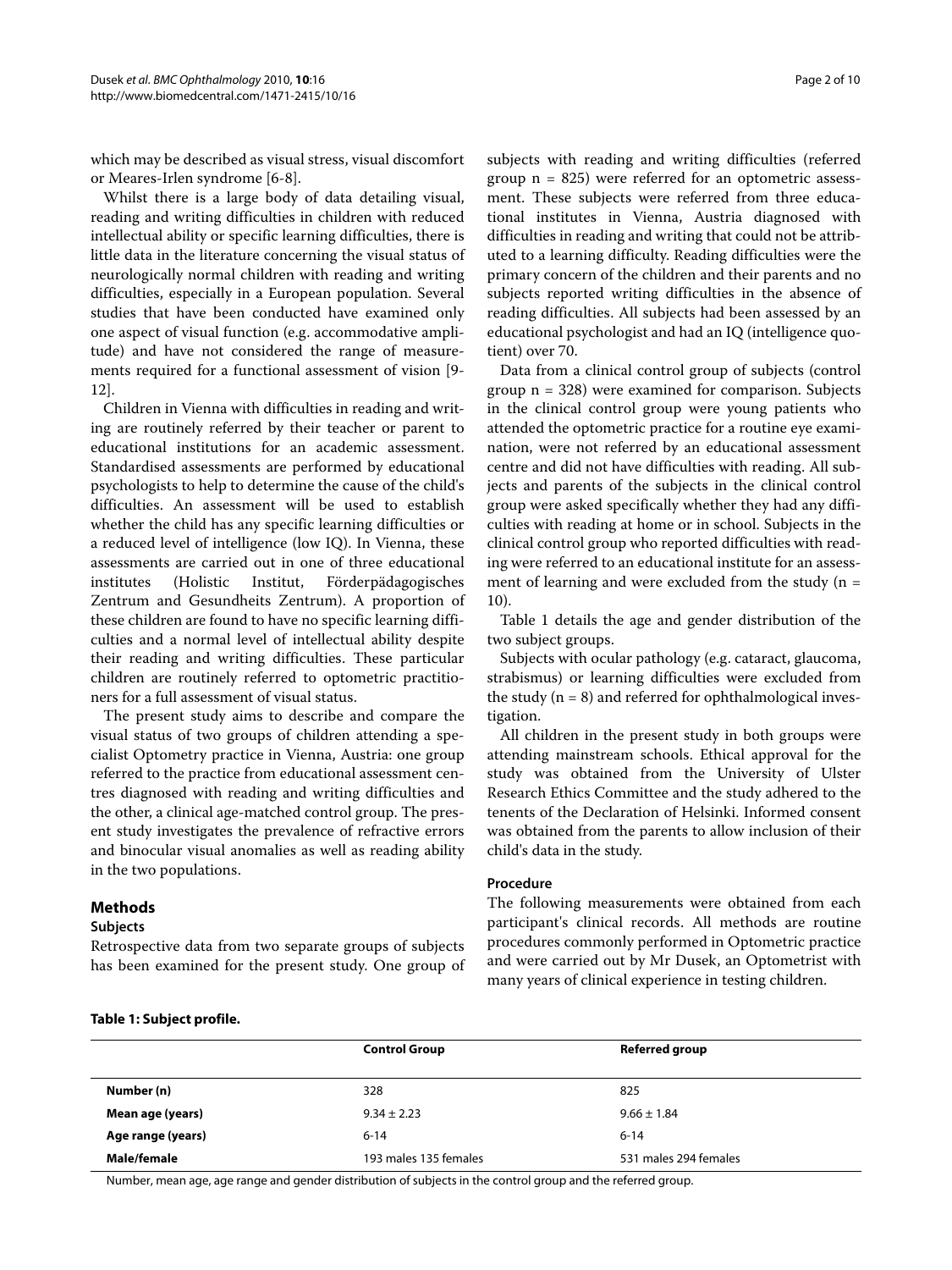which may be described as visual stress, visual discomfort or Meares-Irlen syndrome [6-8].

Whilst there is a large body of data detailing visual, reading and writing difficulties in children with reduced intellectual ability or specific learning difficulties, there is little data in the literature concerning the visual status of neurologically normal children with reading and writing difficulties, especially in a European population. Several studies that have been conducted have examined only one aspect of visual function (e.g. accommodative amplitude) and have not considered the range of measurements required for a functional assessment of vision [9-12].

Children in Vienna with difficulties in reading and writing are routinely referred by their teacher or parent to educational institutions for an academic assessment. Standardised assessments are performed by educational psychologists to help to determine the cause of the child's difficulties. An assessment will be used to establish whether the child has any specific learning difficulties or a reduced level of intelligence (low IQ). In Vienna, these assessments are carried out in one of three educational institutes (Holistic Institut, Förderpädagogisches Zentrum and Gesundheits Zentrum). A proportion of these children are found to have no specific learning difficulties and a normal level of intellectual ability despite their reading and writing difficulties. These particular children are routinely referred to optometric practitioners for a full assessment of visual status.

The present study aims to describe and compare the visual status of two groups of children attending a specialist Optometry practice in Vienna, Austria: one group referred to the practice from educational assessment centres diagnosed with reading and writing difficulties and the other, a clinical age-matched control group. The present study investigates the prevalence of refractive errors and binocular visual anomalies as well as reading ability in the two populations.

## Methods

### Subjects

Retrospective data from two separate groups of subjects has been examined for the present study. One group of subjects with reading and writing difficulties (referred group n = 825) were referred for an optometric assessment. These subjects were referred from three educational institutes in Vienna, Austria diagnosed with difficulties in reading and writing that could not be attributed to a learning difficulty. Reading difficulties were the primary concern of the children and their parents and no subjects reported writing difficulties in the absence of reading difficulties. All subjects had been assessed by an educational psychologist and had an IQ (intelligence quotient) over 70.

Data from a clinical control group of subjects (control group n = 328) were examined for comparison. Subjects in the clinical control group were young patients who attended the optometric practice for a routine eye examination, were not referred by an educational assessment centre and did not have difficulties with reading. All subjects and parents of the subjects in the clinical control group were asked specifically whether they had any difficulties with reading at home or in school. Subjects in the clinical control group who reported difficulties with reading were referred to an educational institute for an assessment of learning and were excluded from the study (n = 10).

Table 1 details the age and gender distribution of the two subject groups.

Subjects with ocular pathology (e.g. cataract, glaucoma, strabismus) or learning difficulties were excluded from the study (n = 8) and referred for ophthalmological investigation.

All children in the present study in both groups were attending mainstream schools. Ethical approval for the study was obtained from the University of Ulster Research Ethics Committee and the study adhered to the tenents of the Declaration of Helsinki. Informed consent was obtained from the parents to allow inclusion of their child's data in the study.

### Procedure

The following measurements were obtained from each participant's clinical records. All methods are routine procedures commonly performed in Optometric practice and were carried out by Mr Dusek, an Optometrist with many years of clinical experience in testing children.

**Table 1: Subject profile.**

| | Control Group | Referred group |
|---|---|---|
| **Number (n)** | 328 | 825 |
| **Mean age (years)** | 9.34 ± 2.23 | 9.66 ± 1.84 |
| **Age range (years)** | 6-14 | 6-14 |
| **Male/female** | 193 males 135 females | 531 males 294 females |

Number, mean age, age range and gender distribution of subjects in the control group and the referred group.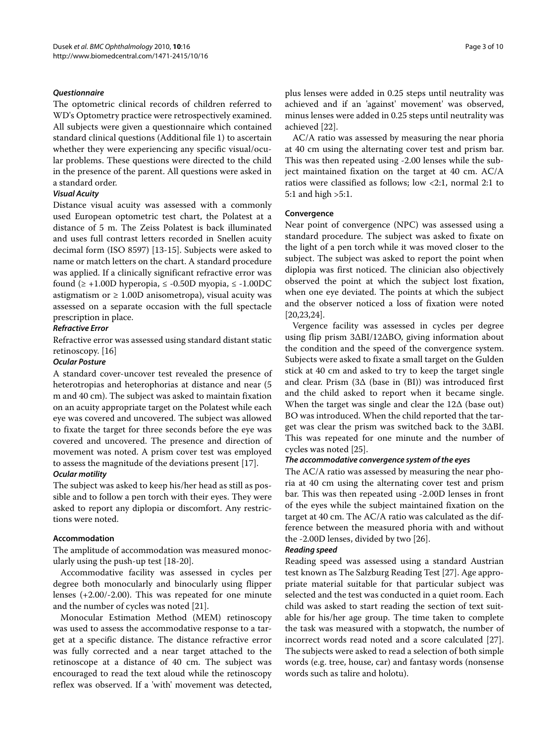### *Questionnaire*

The optometric clinical records of children referred to WD's Optometry practice were retrospectively examined. All subjects were given a questionnaire which contained standard clinical questions (Additional file 1) to ascertain whether they were experiencing any specific visual/ocular problems. These questions were directed to the child in the presence of the parent. All questions were asked in a standard order.

### *Visual Acuity*

Distance visual acuity was assessed with a commonly used European optometric test chart, the Polatest at a distance of 5 m. The Zeiss Polatest is back illuminated and uses full contrast letters recorded in Snellen acuity decimal form (ISO 8597) [13-15]. Subjects were asked to name or match letters on the chart. A standard procedure was applied. If a clinically significant refractive error was found (≥ +1.00D hyperopia, ≤ -0.50D myopia, ≤ -1.00DC astigmatism or ≥ 1.00D anisometropa), visual acuity was assessed on a separate occasion with the full spectacle prescription in place.

### *Refractive Error*

Refractive error was assessed using standard distant static retinoscopy. [16]

### *Ocular Posture*

A standard cover-uncover test revealed the presence of heterotropias and heterophorias at distance and near (5 m and 40 cm). The subject was asked to maintain fixation on an acuity appropriate target on the Polatest while each eye was covered and uncovered. The subject was allowed to fixate the target for three seconds before the eye was covered and uncovered. The presence and direction of movement was noted. A prism cover test was employed to assess the magnitude of the deviations present [17].

### *Ocular motility*

The subject was asked to keep his/her head as still as possible and to follow a pen torch with their eyes. They were asked to report any diplopia or discomfort. Any restrictions were noted.

## Accommodation

The amplitude of accommodation was measured monocularly using the push-up test [18-20].

Accommodative facility was assessed in cycles per degree both monocularly and binocularly using flipper lenses (+2.00/-2.00). This was repeated for one minute and the number of cycles was noted [21].

Monocular Estimation Method (MEM) retinoscopy was used to assess the accommodative response to a target at a specific distance. The distance refractive error was fully corrected and a near target attached to the retinoscope at a distance of 40 cm. The subject was encouraged to read the text aloud while the retinoscopy reflex was observed. If a 'with' movement was detected, plus lenses were added in 0.25 steps until neutrality was achieved and if an 'against' movement' was observed, minus lenses were added in 0.25 steps until neutrality was achieved [22].

AC/A ratio was assessed by measuring the near phoria at 40 cm using the alternating cover test and prism bar. This was then repeated using -2.00 lenses while the subject maintained fixation on the target at 40 cm. AC/A ratios were classified as follows; low <2:1, normal 2:1 to 5:1 and high >5:1.

## Convergence

Near point of convergence (NPC) was assessed using a standard procedure. The subject was asked to fixate on the light of a pen torch while it was moved closer to the subject. The subject was asked to report the point when diplopia was first noticed. The clinician also objectively observed the point at which the subject lost fixation, when one eye deviated. The points at which the subject and the observer noticed a loss of fixation were noted [20,23,24].

Vergence facility was assessed in cycles per degree using flip prism 3ΔBI/12ΔBO, giving information about the condition and the speed of the convergence system. Subjects were asked to fixate a small target on the Gulden stick at 40 cm and asked to try to keep the target single and clear. Prism (3Δ (base in (BI)) was introduced first and the child asked to report when it became single. When the target was single and clear the 12Δ (base out) BO was introduced. When the child reported that the target was clear the prism was switched back to the 3ΔBI. This was repeated for one minute and the number of cycles was noted [25].

### *The accommodative convergence system of the eyes*

The AC/A ratio was assessed by measuring the near phoria at 40 cm using the alternating cover test and prism bar. This was then repeated using -2.00D lenses in front of the eyes while the subject maintained fixation on the target at 40 cm. The AC/A ratio was calculated as the difference between the measured phoria with and without the -2.00D lenses, divided by two [26].

### *Reading speed*

Reading speed was assessed using a standard Austrian test known as The Salzburg Reading Test [27]. Age appropriate material suitable for that particular subject was selected and the test was conducted in a quiet room. Each child was asked to start reading the section of text suitable for his/her age group. The time taken to complete the task was measured with a stopwatch, the number of incorrect words read noted and a score calculated [27]. The subjects were asked to read a selection of both simple words (e.g. tree, house, car) and fantasy words (nonsense words such as talire and holotu).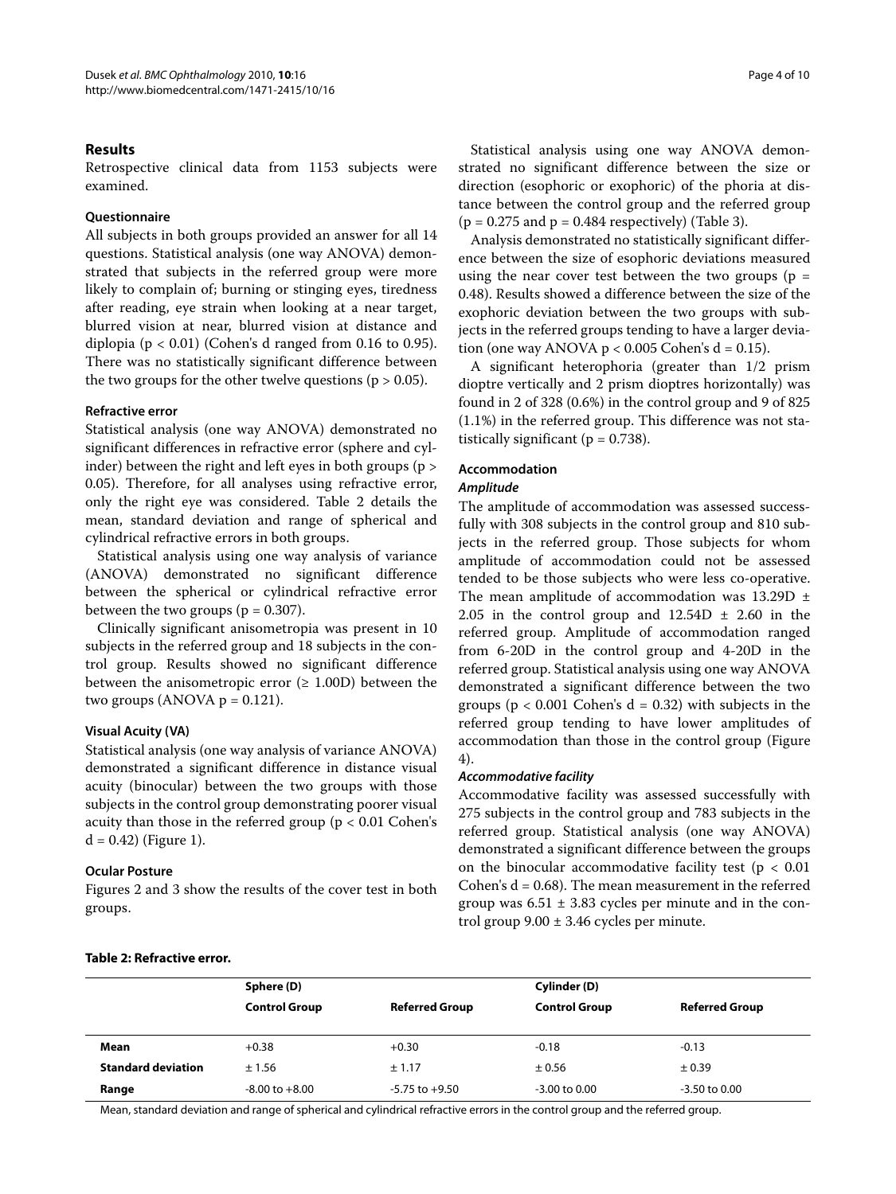## Results

Retrospective clinical data from 1153 subjects were examined.

### Questionnaire

All subjects in both groups provided an answer for all 14 questions. Statistical analysis (one way ANOVA) demonstrated that subjects in the referred group were more likely to complain of; burning or stinging eyes, tiredness after reading, eye strain when looking at a near target, blurred vision at near, blurred vision at distance and diplopia ($p < 0.01$) (Cohen's d ranged from 0.16 to 0.95). There was no statistically significant difference between the two groups for the other twelve questions ($p > 0.05$).

### Refractive error

Statistical analysis (one way ANOVA) demonstrated no significant differences in refractive error (sphere and cylinder) between the right and left eyes in both groups ($p > 0.05$). Therefore, for all analyses using refractive error, only the right eye was considered. Table 2 details the mean, standard deviation and range of spherical and cylindrical refractive errors in both groups.

Statistical analysis using one way analysis of variance (ANOVA) demonstrated no significant difference between the spherical or cylindrical refractive error between the two groups ($p = 0.307$).

Clinically significant anisometropia was present in 10 subjects in the referred group and 18 subjects in the control group. Results showed no significant difference between the anisometropic error (≥ 1.00D) between the two groups (ANOVA $p = 0.121$).

### Visual Acuity (VA)

Statistical analysis (one way analysis of variance ANOVA) demonstrated a significant difference in distance visual acuity (binocular) between the two groups with those subjects in the control group demonstrating poorer visual acuity than those in the referred group ($p < 0.01$ Cohen's d = 0.42) (Figure 1).

### Ocular Posture

Figures 2 and 3 show the results of the cover test in both groups.

Statistical analysis using one way ANOVA demonstrated no significant difference between the size or direction (esophoric or exophoric) of the phoria at distance between the control group and the referred group ($p = 0.275$ and $p = 0.484$ respectively) (Table 3).

Analysis demonstrated no statistically significant difference between the size of esophoric deviations measured using the near cover test between the two groups ($p = 0.48$). Results showed a difference between the size of the exophoric deviation between the two groups with subjects in the referred groups tending to have a larger deviation (one way ANOVA $p < 0.005$ Cohen's d = 0.15).

A significant heterophoria (greater than 1/2 prism dioptre vertically and 2 prism dioptres horizontally) was found in 2 of 328 (0.6%) in the control group and 9 of 825 (1.1%) in the referred group. This difference was not statistically significant ($p = 0.738$).

### Accommodation

#### *Amplitude*

The amplitude of accommodation was assessed successfully with 308 subjects in the control group and 810 subjects in the referred group. Those subjects for whom amplitude of accommodation could not be assessed tended to be those subjects who were less co-operative. The mean amplitude of accommodation was 13.29D ± 2.05 in the control group and 12.54D ± 2.60 in the referred group. Amplitude of accommodation ranged from 6-20D in the control group and 4-20D in the referred group. Statistical analysis using one way ANOVA demonstrated a significant difference between the two groups ($p < 0.001$ Cohen's d = 0.32) with subjects in the referred group tending to have lower amplitudes of accommodation than those in the control group (Figure 4).

#### *Accommodative facility*

Accommodative facility was assessed successfully with 275 subjects in the control group and 783 subjects in the referred group. Statistical analysis (one way ANOVA) demonstrated a significant difference between the groups on the binocular accommodative facility test ($p < 0.01$ Cohen's d = 0.68). The mean measurement in the referred group was 6.51 ± 3.83 cycles per minute and in the control group 9.00 ± 3.46 cycles per minute.

**Table 2: Refractive error.**

| | Sphere (D) | | Cylinder (D) | |
|---|---|---|---|---|
| | **Control Group** | **Referred Group** | **Control Group** | **Referred Group** |
| **Mean** | +0.38 | +0.30 | -0.18 | -0.13 |
| **Standard deviation** | ± 1.56 | ± 1.17 | ± 0.56 | ± 0.39 |
| **Range** | -8.00 to +8.00 | -5.75 to +9.50 | -3.00 to 0.00 | -3.50 to 0.00 |

Mean, standard deviation and range of spherical and cylindrical refractive errors in the control group and the referred group.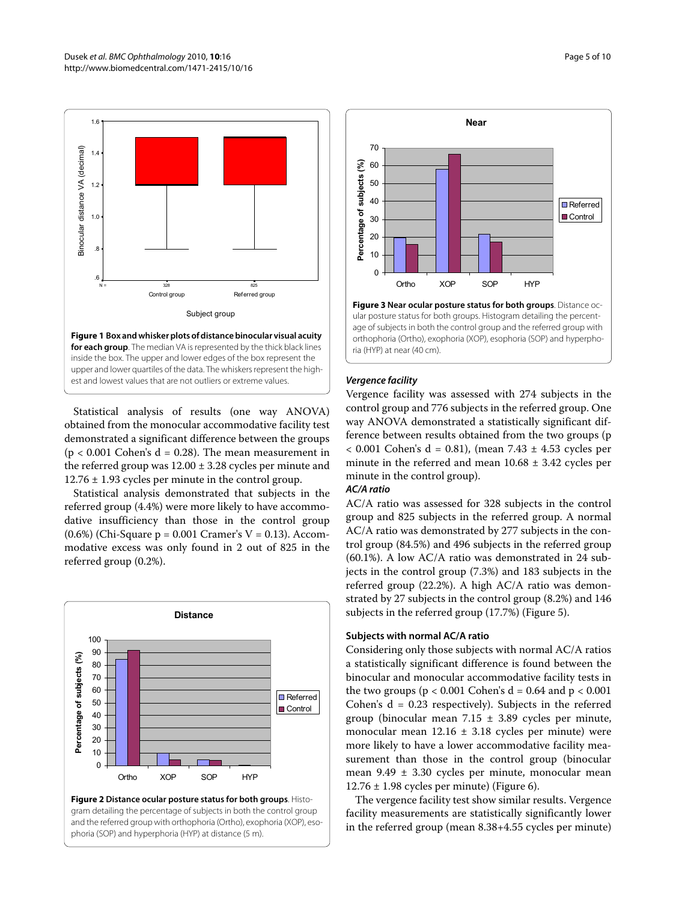**Figure 1 Box and whisker plots of distance binocular visual acuity for each group**. The median VA is represented by the thick black lines inside the box. The upper and lower edges of the box represent the upper and lower quartiles of the data. The whiskers represent the highest and lowest values that are not outliers or extreme values.

Statistical analysis of results (one way ANOVA) obtained from the monocular accommodative facility test demonstrated a significant difference between the groups ($p < 0.001$ Cohen's d = 0.28). The mean measurement in the referred group was 12.00 ± 3.28 cycles per minute and 12.76 ± 1.93 cycles per minute in the control group.

Statistical analysis demonstrated that subjects in the referred group (4.4%) were more likely to have accommodative insufficiency than those in the control group (0.6%) (Chi-Square p = 0.001 Cramer's V = 0.13). Accommodative excess was only found in 2 out of 825 in the referred group (0.2%).

**Figure 2 Distance ocular posture status for both groups**. Histogram detailing the percentage of subjects in both the control group and the referred group with orthophoria (Ortho), exophoria (XOP), esophoria (SOP) and hyperphoria (HYP) at distance (5 m).

**Figure 3 Near ocular posture status for both groups**. Distance ocular posture status for both groups. Histogram detailing the percentage of subjects in both the control group and the referred group with orthophoria (Ortho), exophoria (XOP), esophoria (SOP) and hyperphoria (HYP) at near (40 cm).

### *Vergence facility*

Vergence facility was assessed with 274 subjects in the control group and 776 subjects in the referred group. One way ANOVA demonstrated a statistically significant difference between results obtained from the two groups ($p < 0.001$ Cohen's d = 0.81), (mean 7.43 ± 4.53 cycles per minute in the referred and mean 10.68 ± 3.42 cycles per minute in the control group).

### *AC/A ratio*

AC/A ratio was assessed for 328 subjects in the control group and 825 subjects in the referred group. A normal AC/A ratio was demonstrated by 277 subjects in the control group (84.5%) and 496 subjects in the referred group (60.1%). A low AC/A ratio was demonstrated in 24 subjects in the control group (7.3%) and 183 subjects in the referred group (22.2%). A high AC/A ratio was demonstrated by 27 subjects in the control group (8.2%) and 146 subjects in the referred group (17.7%) (Figure 5).

### Subjects with normal AC/A ratio

Considering only those subjects with normal AC/A ratios a statistically significant difference is found between the binocular and monocular accommodative facility tests in the two groups ($p < 0.001$ Cohen's d = 0.64 and $p < 0.001$ Cohen's d = 0.23 respectively). Subjects in the referred group (binocular mean 7.15 ± 3.89 cycles per minute, monocular mean 12.16 ± 3.18 cycles per minute) were more likely to have a lower accommodative facility measurement than those in the control group (binocular mean 9.49 ± 3.30 cycles per minute, monocular mean 12.76 ± 1.98 cycles per minute) (Figure 6).

The vergence facility test show similar results. Vergence facility measurements are statistically significantly lower in the referred group (mean 8.38+4.55 cycles per minute)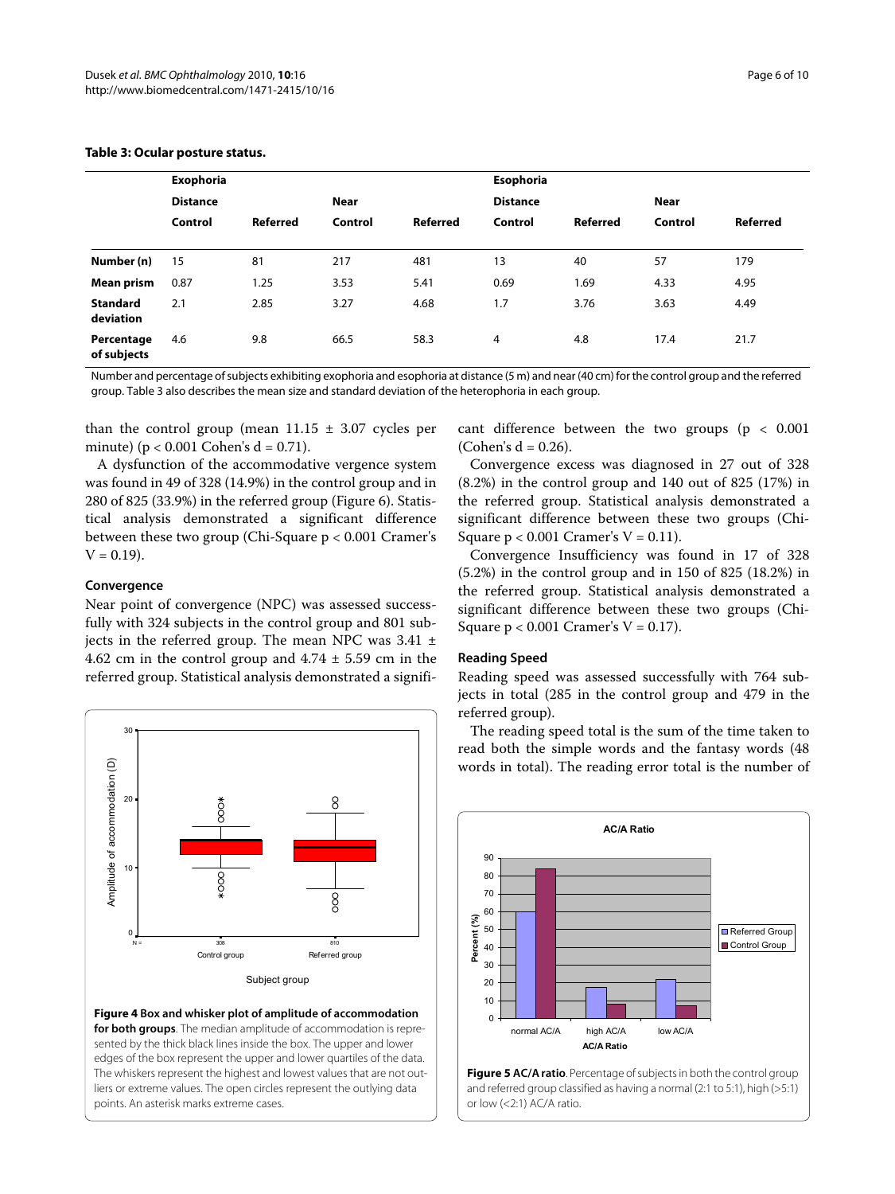**Table 3: Ocular posture status.**

| | Exophoria | | | | Esophoria | | | |
|---|---|---|---|---|---|---|---|---|
| | Distance | | Near | | Distance | | Near | |
| | Control | Referred | Control | Referred | Control | Referred | Control | Referred |
| **Number (n)** | 15 | 81 | 217 | 481 | 13 | 40 | 57 | 179 |
| **Mean prism** | 0.87 | 1.25 | 3.53 | 5.41 | 0.69 | 1.69 | 4.33 | 4.95 |
| **Standard deviation** | 2.1 | 2.85 | 3.27 | 4.68 | 1.7 | 3.76 | 3.63 | 4.49 |
| **Percentage of subjects** | 4.6 | 9.8 | 66.5 | 58.3 | 4 | 4.8 | 17.4 | 21.7 |

Number and percentage of subjects exhibiting exophoria and esophoria at distance (5 m) and near (40 cm) for the control group and the referred group. Table 3 also describes the mean size and standard deviation of the heterophoria in each group.

than the control group (mean 11.15 ± 3.07 cycles per minute) ($p < 0.001$ Cohen's d = 0.71).

A dysfunction of the accommodative vergence system was found in 49 of 328 (14.9%) in the control group and in 280 of 825 (33.9%) in the referred group (Figure 6). Statistical analysis demonstrated a significant difference between these two group (Chi-Square $p < 0.001$ Cramer's V = 0.19).

### Convergence

Near point of convergence (NPC) was assessed successfully with 324 subjects in the control group and 801 subjects in the referred group. The mean NPC was 3.41 ± 4.62 cm in the control group and 4.74 ± 5.59 cm in the referred group. Statistical analysis demonstrated a significant difference between the two groups ($p < 0.001$ (Cohen's d = 0.26).

Convergence excess was diagnosed in 27 out of 328 (8.2%) in the control group and 140 out of 825 (17%) in the referred group. Statistical analysis demonstrated a significant difference between these two groups (Chi-Square $p < 0.001$ Cramer's V = 0.11).

Convergence Insufficiency was found in 17 of 328 (5.2%) in the control group and in 150 of 825 (18.2%) in the referred group. Statistical analysis demonstrated a significant difference between these two groups (Chi-Square $p < 0.001$ Cramer's V = 0.17).

### Reading Speed

Reading speed was assessed successfully with 764 subjects in total (285 in the control group and 479 in the referred group).

The reading speed total is the sum of the time taken to read both the simple words and the fantasy words (48 words in total). The reading error total is the number of

**Figure 4 Box and whisker plot of amplitude of accommodation for both groups**. The median amplitude of accommodation is represented by the thick black lines inside the box. The upper and lower edges of the box represent the upper and lower quartiles of the data. The whiskers represent the highest and lowest values that are not outliers or extreme values. The open circles represent the outlying data points. An asterisk marks extreme cases.

**Figure 5 AC/A ratio**. Percentage of subjects in both the control group and referred group classified as having a normal (2:1 to 5:1), high (>5:1) or low (<2:1) AC/A ratio.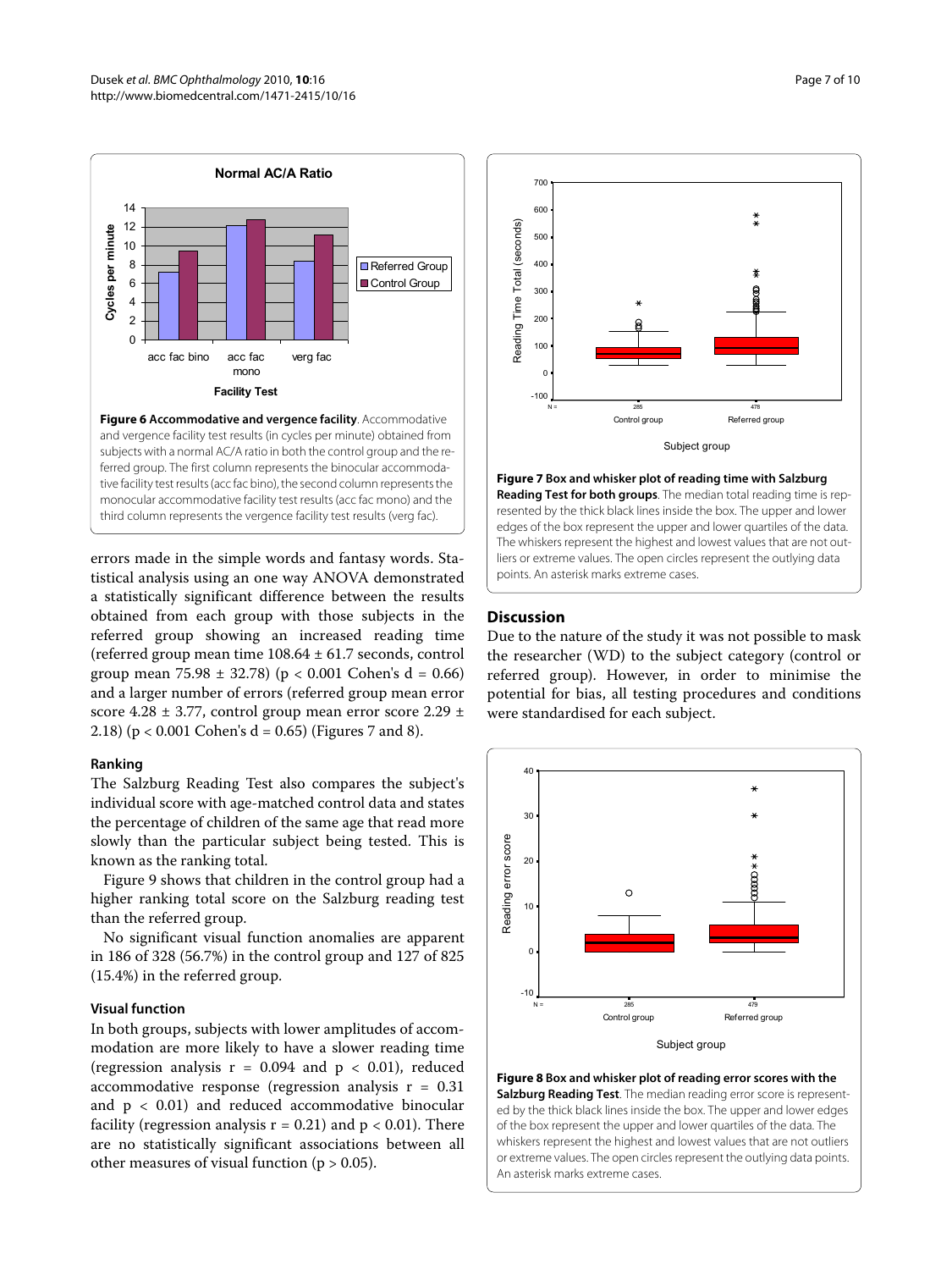**Figure 6 Accommodative and vergence facility**. Accommodative and vergence facility test results (in cycles per minute) obtained from subjects with a normal AC/A ratio in both the control group and the referred group. The first column represents the binocular accommodative facility test results (acc fac bino), the second column represents the monocular accommodative facility test results (acc fac mono) and the third column represents the vergence facility test results (verg fac).

errors made in the simple words and fantasy words. Statistical analysis using an one way ANOVA demonstrated a statistically significant difference between the results obtained from each group with those subjects in the referred group showing an increased reading time (referred group mean time 108.64 ± 61.7 seconds, control group mean 75.98 ± 32.78) ($p < 0.001$ Cohen's d = 0.66) and a larger number of errors (referred group mean error score 4.28 ± 3.77, control group mean error score 2.29 ± 2.18) ($p < 0.001$ Cohen's d = 0.65) (Figures 7 and 8).

### Ranking

The Salzburg Reading Test also compares the subject's individual score with age-matched control data and states the percentage of children of the same age that read more slowly than the particular subject being tested. This is known as the ranking total.

Figure 9 shows that children in the control group had a higher ranking total score on the Salzburg reading test than the referred group.

No significant visual function anomalies are apparent in 186 of 328 (56.7%) in the control group and 127 of 825 (15.4%) in the referred group.

### Visual function

In both groups, subjects with lower amplitudes of accommodation are more likely to have a slower reading time (regression analysis $r = 0.094$ and $p < 0.01$), reduced accommodative response (regression analysis $r = 0.31$ and $p < 0.01$) and reduced accommodative binocular facility (regression analysis $r = 0.21$) and $p < 0.01$). There are no statistically significant associations between all other measures of visual function ($p > 0.05$).

**Figure 7 Box and whisker plot of reading time with Salzburg Reading Test for both groups**. The median total reading time is represented by the thick black lines inside the box. The upper and lower edges of the box represent the upper and lower quartiles of the data. The whiskers represent the highest and lowest values that are not outliers or extreme values. The open circles represent the outlying data points. An asterisk marks extreme cases.

## Discussion

Due to the nature of the study it was not possible to mask the researcher (WD) to the subject category (control or referred group). However, in order to minimise the potential for bias, all testing procedures and conditions were standardised for each subject.

**Figure 8 Box and whisker plot of reading error scores with the Salzburg Reading Test**. The median reading error score is represented by the thick black lines inside the box. The upper and lower edges of the box represent the upper and lower quartiles of the data. The whiskers represent the highest and lowest values that are not outliers or extreme values. The open circles represent the outlying data points. An asterisk marks extreme cases.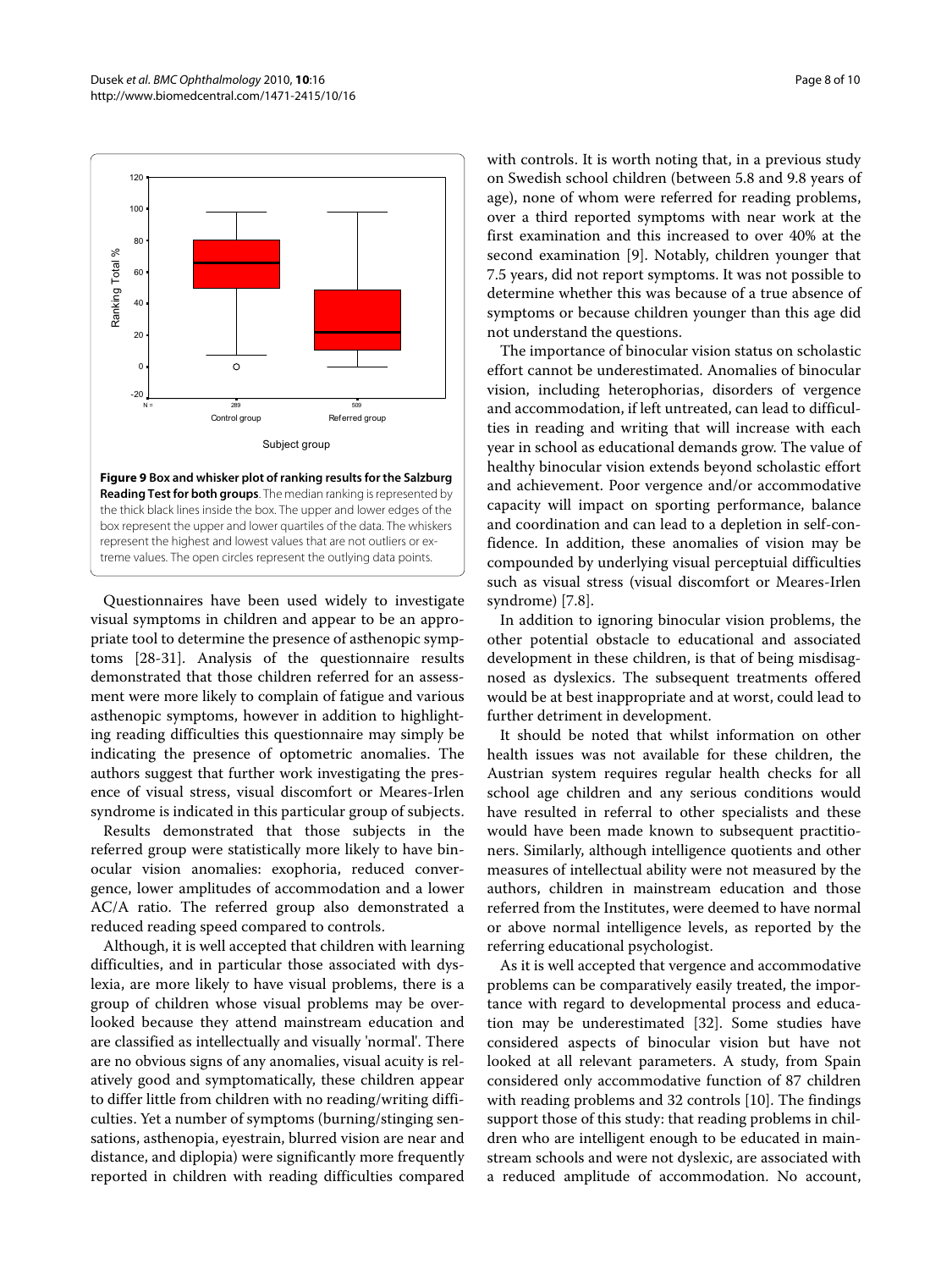**Figure 9 Box and whisker plot of ranking results for the Salzburg Reading Test for both groups**. The median ranking is represented by the thick black lines inside the box. The upper and lower edges of the box represent the upper and lower quartiles of the data. The whiskers represent the highest and lowest values that are not outliers or extreme values. The open circles represent the outlying data points.

Questionnaires have been used widely to investigate visual symptoms in children and appear to be an appropriate tool to determine the presence of asthenopic symptoms [28-31]. Analysis of the questionnaire results demonstrated that those children referred for an assessment were more likely to complain of fatigue and various asthenopic symptoms, however in addition to highlighting reading difficulties this questionnaire may simply be indicating the presence of optometric anomalies. The authors suggest that further work investigating the presence of visual stress, visual discomfort or Meares-Irlen syndrome is indicated in this particular group of subjects.

Results demonstrated that those subjects in the referred group were statistically more likely to have binocular vision anomalies: exophoria, reduced convergence, lower amplitudes of accommodation and a lower AC/A ratio. The referred group also demonstrated a reduced reading speed compared to controls.

Although, it is well accepted that children with learning difficulties, and in particular those associated with dyslexia, are more likely to have visual problems, there is a group of children whose visual problems may be overlooked because they attend mainstream education and are classified as intellectually and visually 'normal'. There are no obvious signs of any anomalies, visual acuity is relatively good and symptomatically, these children appear to differ little from children with no reading/writing difficulties. Yet a number of symptoms (burning/stinging sensations, asthenopia, eyestrain, blurred vision are near and distance, and diplopia) were significantly more frequently reported in children with reading difficulties compared with controls. It is worth noting that, in a previous study on Swedish school children (between 5.8 and 9.8 years of age), none of whom were referred for reading problems, over a third reported symptoms with near work at the first examination and this increased to over 40% at the second examination [9]. Notably, children younger that 7.5 years, did not report symptoms. It was not possible to determine whether this was because of a true absence of symptoms or because children younger than this age did not understand the questions.

The importance of binocular vision status on scholastic effort cannot be underestimated. Anomalies of binocular vision, including heterophorias, disorders of vergence and accommodation, if left untreated, can lead to difficulties in reading and writing that will increase with each year in school as educational demands grow. The value of healthy binocular vision extends beyond scholastic effort and achievement. Poor vergence and/or accommodative capacity will impact on sporting performance, balance and coordination and can lead to a depletion in self-confidence. In addition, these anomalies of vision may be compounded by underlying visual perceptual difficulties such as visual stress (visual discomfort or Meares-Irlen syndrome) [7.8].

In addition to ignoring binocular vision problems, the other potential obstacle to educational and associated development in these children, is that of being misdisagnosed as dyslexics. The subsequent treatments offered would be at best inappropriate and at worst, could lead to further detriment in development.

It should be noted that whilst information on other health issues was not available for these children, the Austrian system requires regular health checks for all school age children and any serious conditions would have resulted in referral to other specialists and these would have been made known to subsequent practitioners. Similarly, although intelligence quotients and other measures of intellectual ability were not measured by the authors, children in mainstream education and those referred from the Institutes, were deemed to have normal or above normal intelligence levels, as reported by the referring educational psychologist.

As it is well accepted that vergence and accommodative problems can be comparatively easily treated, the importance with regard to developmental process and education may be underestimated [32]. Some studies have considered aspects of binocular vision but have not looked at all relevant parameters. A study, from Spain considered only accommodative function of 87 children with reading problems and 32 controls [10]. The findings support those of this study: that reading problems in children who are intelligent enough to be educated in mainstream schools and were not dyslexic, are associated with a reduced amplitude of accommodation. No account,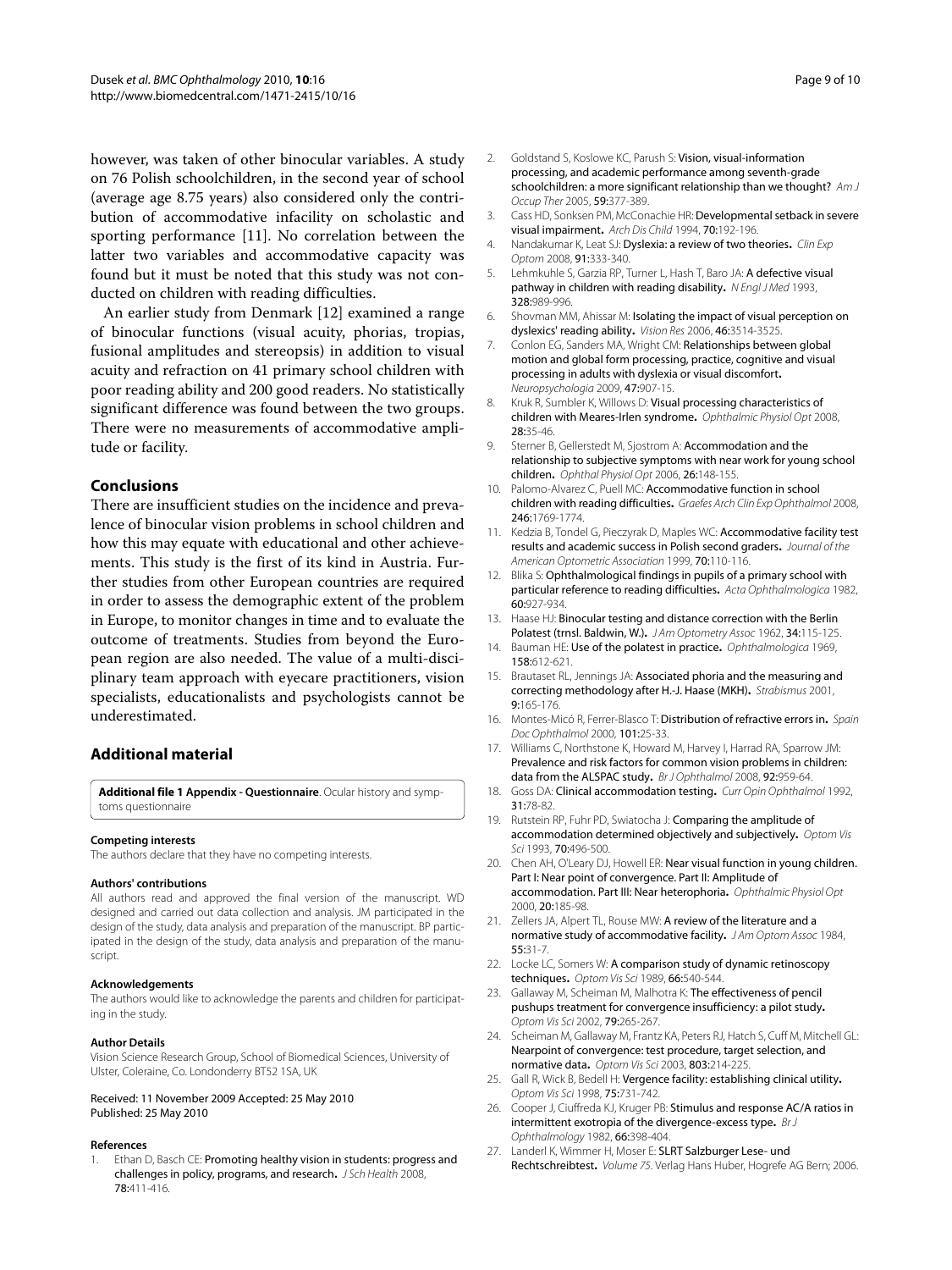however, was taken of other binocular variables. A study on 76 Polish schoolchildren, in the second year of school (average age 8.75 years) also considered only the contribution of accommodative infacility on scholastic and sporting performance [11]. No correlation between the latter two variables and accommodative capacity was found but it must be noted that this study was not conducted on children with reading difficulties.

An earlier study from Denmark [12] examined a range of binocular functions (visual acuity, phorias, tropias, fusional amplitudes and stereopsis) in addition to visual acuity and refraction on 41 primary school children with poor reading ability and 200 good readers. No statistically significant difference was found between the two groups. There were no measurements of accommodative amplitude or facility.

## Conclusions

There are insufficient studies on the incidence and prevalence of binocular vision problems in school children and how this may equate with educational and other achievements. This study is the first of its kind in Austria. Further studies from other European countries are required in order to assess the demographic extent of the problem in Europe, to monitor changes in time and to evaluate the outcome of treatments. Studies from beyond the European region are also needed. The value of a multi-disciplinary team approach with eyecare practitioners, vision specialists, educationalists and psychologists cannot be underestimated.

## Additional material

**Additional file 1 Appendix - Questionnaire**. Ocular history and symptoms questionnaire

#### Competing interests

The authors declare that they have no competing interests.

#### Authors' contributions

All authors read and approved the final version of the manuscript. WD designed and carried out data collection and analysis. JM participated in the design of the study, data analysis and preparation of the manuscript. BP participated in the design of the study, data analysis and preparation of the manuscript.

#### Acknowledgements

The authors would like to acknowledge the parents and children for participating in the study.

#### Author Details

Vision Science Research Group, School of Biomedical Sciences, University of Ulster, Coleraine, Co. Londonderry BT52 1SA, UK

Received: 11 November 2009 Accepted: 25 May 2010
Published: 25 May 2010

#### References

1. Ethan D, Basch CE: **Promoting healthy vision in students: progress and challenges in policy, programs, and research.** *J Sch Health* 2008, **78**:411-416.
2. Goldstand S, Koslowe KC, Parush S: **Vision, visual-information processing, and academic performance among seventh-grade schoolchildren: a more significant relationship than we thought?** *Am J Occup Ther* 2005, **59**:377-389.
3. Cass HD, Sonksen PM, McConachie HR: **Developmental setback in severe visual impairment.** *Arch Dis Child* 1994, **70**:192-196.
4. Nandakumar K, Leat SJ: **Dyslexia: a review of two theories.** *Clin Exp Optom* 2008, **91**:333-340.
5. Lehmkuhle S, Garzia RP, Turner L, Hash T, Baro JA: **A defective visual pathway in children with reading disability.** *N Engl J Med* 1993, **328**:989-996.
6. Shovman MM, Ahissar M: **Isolating the impact of visual perception on dyslexics' reading ability.** *Vision Res* 2006, **46**:3514-3525.
7. Conlon EG, Sanders MA, Wright CM: **Relationships between global motion and global form processing, practice, cognitive and visual processing in adults with dyslexia or visual discomfort.** *Neuropsychologia* 2009, **47**:907-15.
8. Kruk R, Sumbler K, Willows D: **Visual processing characteristics of children with Meares-Irlen syndrome.** *Ophthalmic Physiol Opt* 2008, **28**:35-46.
9. Sterner B, Gellerstedt M, Sjostrom A: **Accommodation and the relationship to subjective symptoms with near work for young school children.** *Ophthal Physiol Opt* 2006, **26**:148-155.
10. Palomo-Alvarez C, Puell MC: **Accommodative function in school children with reading difficulties.** *Graefes Arch Clin Exp Ophthalmol* 2008, **246**:1769-1774.
11. Kedzia B, Tondel G, Pieczyrak D, Maples WC: **Accommodative facility test results and academic success in Polish second graders.** *Journal of the American Optometric Association* 1999, **70**:110-116.
12. Blika S: **Ophthalmological findings in pupils of a primary school with particular reference to reading difficulties.** *Acta Ophthalmologica* 1982, **60**:927-934.
13. Haase HJ: **Binocular testing and distance correction with the Berlin Polatest (trnsl. Baldwin, W.).** *J Am Optometry Assoc* 1962, **34**:115-125.
14. Bauman HE: **Use of the polatest in practice.** *Ophthalmologica* 1969, **158**:612-621.
15. Brautaset RL, Jennings JA: **Associated phoria and the measuring and correcting methodology after H.-J. Haase (MKH).** *Strabismus* 2001, **9**:165-176.
16. Montes-Micó R, Ferrer-Blasco T: **Distribution of refractive errors in.** *Spain Doc Ophthalmol* 2000, **101**:25-33.
17. Williams C, Northstone K, Howard M, Harvey I, Harrad RA, Sparrow JM: **Prevalence and risk factors for common vision problems in children: data from the ALSPAC study.** *Br J Ophthalmol* 2008, **92**:959-64.
18. Goss DA: **Clinical accommodation testing.** *Curr Opin Ophthalmol* 1992, **31**:78-82.
19. Rutstein RP, Fuhr PD, Swiatocha J: **Comparing the amplitude of accommodation determined objectively and subjectively.** *Optom Vis Sci* 1993, **70**:496-500.
20. Chen AH, O'Leary DJ, Howell ER: **Near visual function in young children. Part I: Near point of convergence. Part II: Amplitude of accommodation. Part III: Near heterophoria.** *Ophthalmic Physiol Opt* 2000, **20**:185-98.
21. Zellers JA, Alpert TL, Rouse MW: **A review of the literature and a normative study of accommodative facility.** *J Am Optom Assoc* 1984, **55**:31-7.
22. Locke LC, Somers W: **A comparison study of dynamic retinoscopy techniques.** *Optom Vis Sci* 1989, **66**:540-544.
23. Gallaway M, Scheiman M, Malhotra K: **The effectiveness of pencil pushups treatment for convergence insufficiency: a pilot study.** *Optom Vis Sci* 2002, **79**:265-267.
24. Scheiman M, Gallaway M, Frantz KA, Peters RJ, Hatch S, Cuff M, Mitchell GL: **Nearpoint of convergence: test procedure, target selection, and normative data.** *Optom Vis Sci* 2003, **803**:214-225.
25. Gall R, Wick B, Bedell H: **Vergence facility: establishing clinical utility.** *Optom Vis Sci* 1998, **75**:731-742.
26. Cooper J, Ciuffreda KJ, Kruger PB: **Stimulus and response AC/A ratios in intermittent exotropia of the divergence-excess type.** *Br J Ophthalmology* 1982, **66**:398-404.
27. Landerl K, Wimmer H, Moser E: **SLRT Salzburger Lese- und Rechtschreibtest.** *Volume 75*. Verlag Hans Huber, Hogrefe AG Bern; 2006.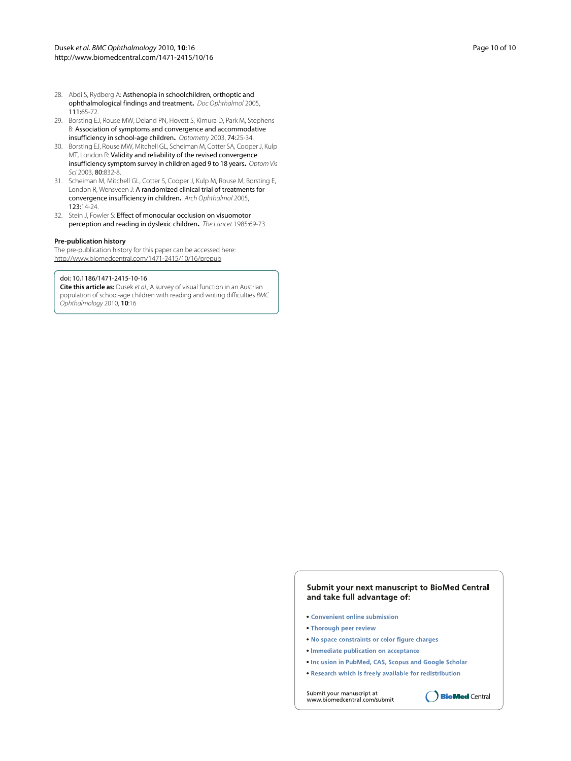28. Abdi S, Rydberg A: **Asthenopia in schoolchildren, orthoptic and ophthalmological findings and treatment.** *Doc Ophthalmol* 2005, **111:**65-72.
29. Borsting EJ, Rouse MW, Deland PN, Hovett S, Kimura D, Park M, Stephens B: **Association of symptoms and convergence and accommodative insufficiency in school-age children.** *Optometry* 2003, **74:**25-34.
30. Borsting EJ, Rouse MW, Mitchell GL, Scheiman M, Cotter SA, Cooper J, Kulp MT, London R: **Validity and reliability of the revised convergence insufficiency symptom survey in children aged 9 to 18 years.** *Optom Vis Sci* 2003, **80:**832-8.
31. Scheiman M, Mitchell GL, Cotter S, Cooper J, Kulp M, Rouse M, Borsting E, London R, Wensveen J: **A randomized clinical trial of treatments for convergence insufficiency in children.** *Arch Ophthalmol* 2005, **123:**14-24.
32. Stein J, Fowler S: **Effect of monocular occlusion on visuomotor perception and reading in dyslexic children.** *The Lancet* 1985:69-73.

**Pre-publication history**

The pre-publication history for this paper can be accessed here:
http://www.biomedcentral.com/1471-2415/10/16/prepub

doi: 10.1186/1471-2415-10-16

**Cite this article as:** Dusek *et al.*, A survey of visual function in an Austrian population of school-age children with reading and writing difficulties *BMC Ophthalmology* 2010, **10**:16

**Submit your next manuscript to BioMed Central and take full advantage of:**

- Convenient online submission
- Thorough peer review
- No space constraints or color figure charges
- Immediate publication on acceptance
- Inclusion in PubMed, CAS, Scopus and Google Scholar
- Research which is freely available for redistribution

Submit your manuscript at www.biomedcentral.com/submit

BioMed Central